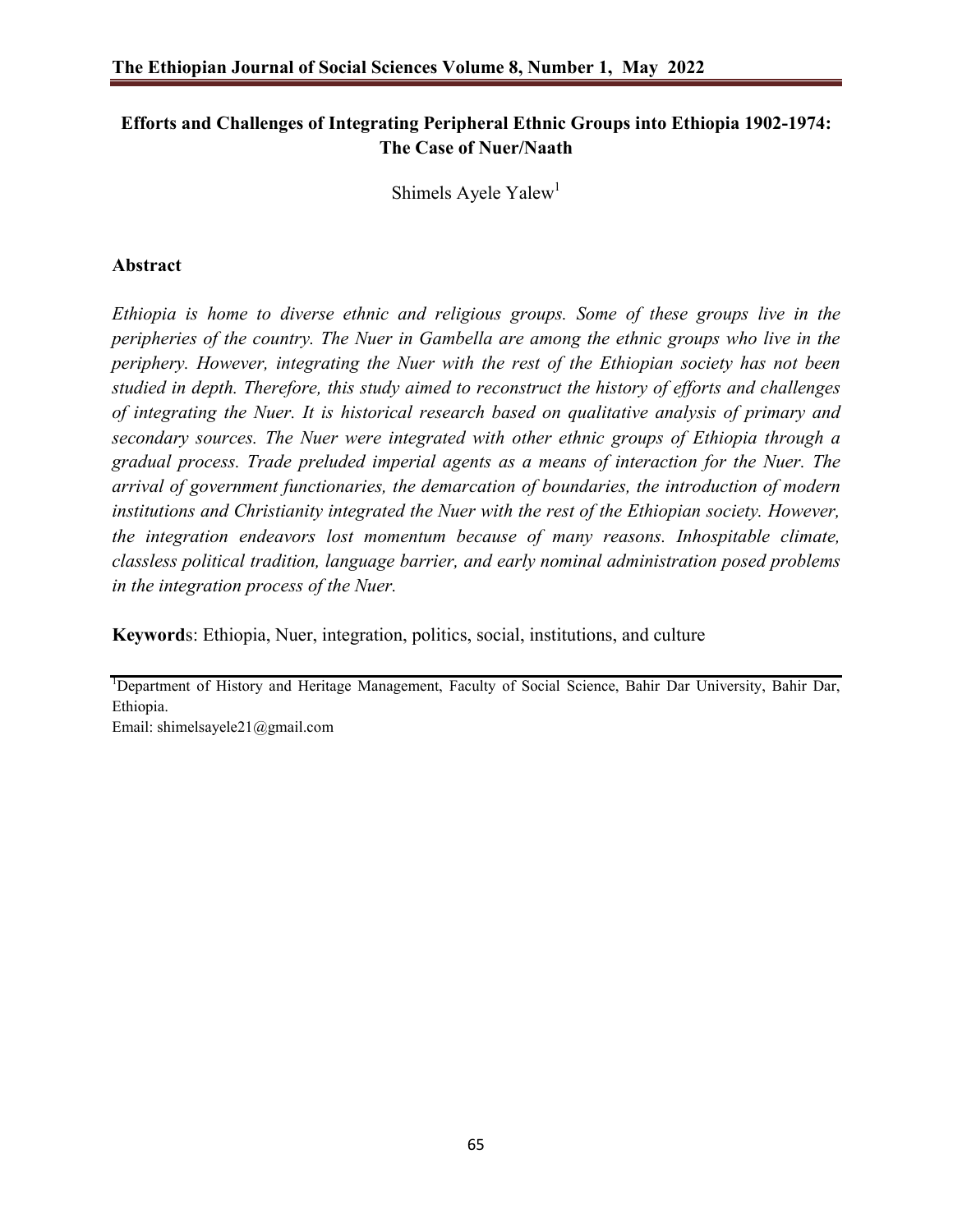# Efforts and Challenges of Integrating Peripheral Ethnic Groups into Ethiopia 1902-1974: The Case of Nuer/Naath

Shimels Ayele Yalew[1]

## Abstract

*Ethiopia is home to diverse ethnic and religious groups. Some of these groups live in the peripheries of the country. The Nuer in Gambella are among the ethnic groups who live in the periphery. However, integrating the Nuer with the rest of the Ethiopian society has not been studied in depth. Therefore, this study aimed to reconstruct the history of efforts and challenges of integrating the Nuer. It is historical research based on qualitative analysis of primary and secondary sources. The Nuer were integrated with other ethnic groups of Ethiopia through a gradual process. Trade preluded imperial agents as a means of interaction for the Nuer. The arrival of government functionaries, the demarcation of boundaries, the introduction of modern institutions and Christianity integrated the Nuer with the rest of the Ethiopian society. However, the integration endeavors lost momentum because of many reasons. Inhospitable climate, classless political tradition, language barrier, and early nominal administration posed problems in the integration process of the Nuer.*

**Keywords**: Ethiopia, Nuer, integration, politics, social, institutions, and culture

---

[1]Department of History and Heritage Management, Faculty of Social Science, Bahir Dar University, Bahir Dar, Ethiopia.
Email: shimelsayele21@gmail.com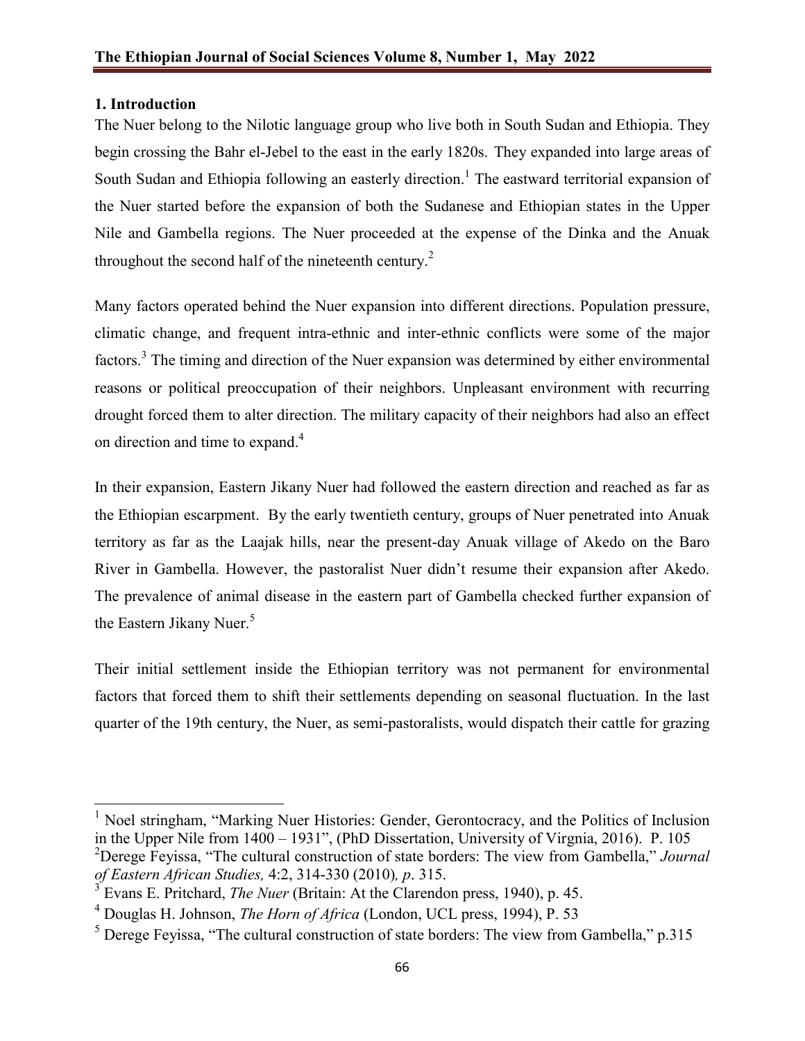## 1. Introduction

The Nuer belong to the Nilotic language group who live both in South Sudan and Ethiopia. They begin crossing the Bahr el-Jebel to the east in the early 1820s. They expanded into large areas of South Sudan and Ethiopia following an easterly direction.[1] The eastward territorial expansion of the Nuer started before the expansion of both the Sudanese and Ethiopian states in the Upper Nile and Gambella regions. The Nuer proceeded at the expense of the Dinka and the Anuak throughout the second half of the nineteenth century.[2]

Many factors operated behind the Nuer expansion into different directions. Population pressure, climatic change, and frequent intra-ethnic and inter-ethnic conflicts were some of the major factors.[3] The timing and direction of the Nuer expansion was determined by either environmental reasons or political preoccupation of their neighbors. Unpleasant environment with recurring drought forced them to alter direction. The military capacity of their neighbors had also an effect on direction and time to expand.[4]

In their expansion, Eastern Jikany Nuer had followed the eastern direction and reached as far as the Ethiopian escarpment. By the early twentieth century, groups of Nuer penetrated into Anuak territory as far as the Laajak hills, near the present-day Anuak village of Akedo on the Baro River in Gambella. However, the pastoralist Nuer didn't resume their expansion after Akedo. The prevalence of animal disease in the eastern part of Gambella checked further expansion of the Eastern Jikany Nuer.[5]

Their initial settlement inside the Ethiopian territory was not permanent for environmental factors that forced them to shift their settlements depending on seasonal fluctuation. In the last quarter of the 19th century, the Nuer, as semi-pastoralists, would dispatch their cattle for grazing

---

[1] Noel stringham, "Marking Nuer Histories: Gender, Gerontocracy, and the Politics of Inclusion in the Upper Nile from 1400 – 1931", (PhD Dissertation, University of Virgnia, 2016). P. 105

[2] Derege Feyissa, "The cultural construction of state borders: The view from Gambella," *Journal of Eastern African Studies,* 4:2, 314-330 (2010)*, p*. 315.

[3] Evans E. Pritchard, *The Nuer* (Britain: At the Clarendon press, 1940), p. 45.

[4] Douglas H. Johnson, *The Horn of Africa* (London, UCL press, 1994), P. 53

[5] Derege Feyissa, "The cultural construction of state borders: The view from Gambella," p.315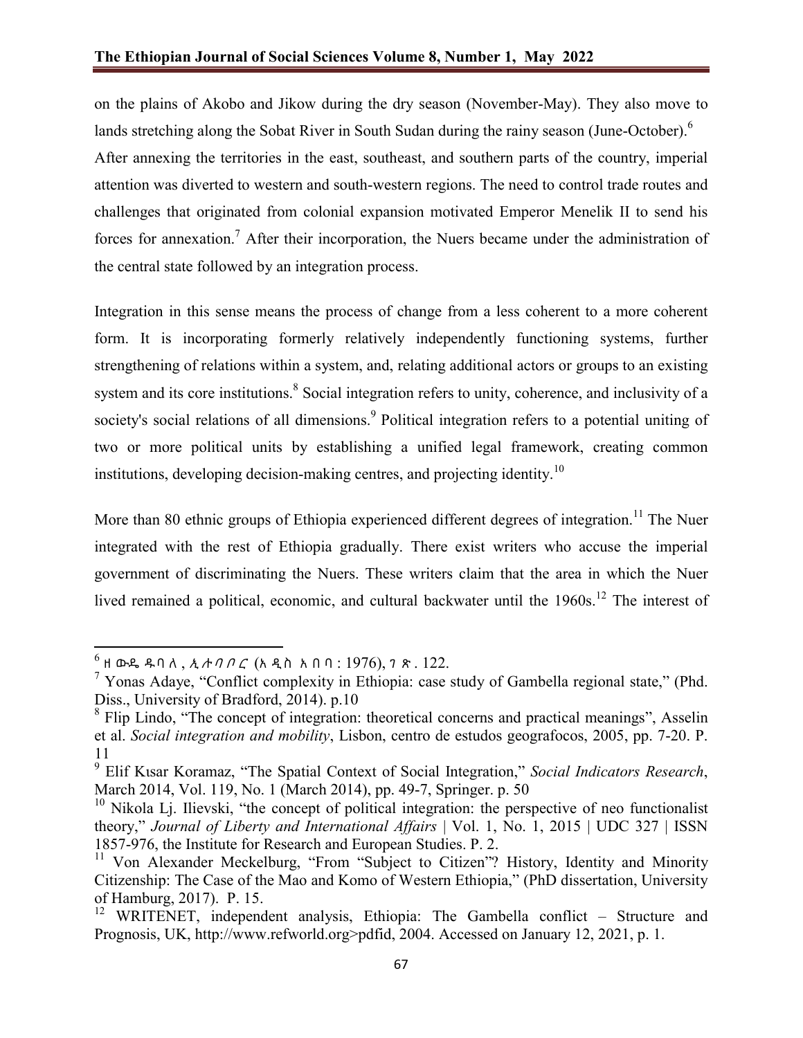on the plains of Akobo and Jikow during the dry season (November-May). They also move to lands stretching along the Sobat River in South Sudan during the rainy season (June-October).[6] After annexing the territories in the east, southeast, and southern parts of the country, imperial attention was diverted to western and south-western regions. The need to control trade routes and challenges that originated from colonial expansion motivated Emperor Menelik II to send his forces for annexation.[7] After their incorporation, the Nuers became under the administration of the central state followed by an integration process.

Integration in this sense means the process of change from a less coherent to a more coherent form. It is incorporating formerly relatively independently functioning systems, further strengthening of relations within a system, and, relating additional actors or groups to an existing system and its core institutions.[8] Social integration refers to unity, coherence, and inclusivity of a society's social relations of all dimensions.[9] Political integration refers to a potential uniting of two or more political units by establishing a unified legal framework, creating common institutions, developing decision-making centres, and projecting identity.[10]

More than 80 ethnic groups of Ethiopia experienced different degrees of integration.[11] The Nuer integrated with the rest of Ethiopia gradually. There exist writers who accuse the imperial government of discriminating the Nuers. These writers claim that the area in which the Nuer lived remained a political, economic, and cultural backwater until the 1960s.[12] The interest of

---

[6] ዘውዴ ዱባለ, ጺሐባቦር (አዲስ አበባ: 1976), ገጽ. 122.

[7] Yonas Adaye, "Conflict complexity in Ethiopia: case study of Gambella regional state," (Phd. Diss., University of Bradford, 2014). p.10

[8] Flip Lindo, "The concept of integration: theoretical concerns and practical meanings", Asselin et al. *Social integration and mobility*, Lisbon, centro de estudos geografocos, 2005, pp. 7-20. P. 11

[9] Elif Kısar Koramaz, "The Spatial Context of Social Integration," *Social Indicators Research*, March 2014, Vol. 119, No. 1 (March 2014), pp. 49-7, Springer. p. 50

[10] Nikola Lj. Ilievski, "the concept of political integration: the perspective of neo functionalist theory," *Journal of Liberty and International Affairs* | Vol. 1, No. 1, 2015 | UDC 327 | ISSN 1857-976, the Institute for Research and European Studies. P. 2.

[11] Von Alexander Meckelburg, "From "Subject to Citizen"? History, Identity and Minority Citizenship: The Case of the Mao and Komo of Western Ethiopia," (PhD dissertation, University of Hamburg, 2017). P. 15.

[12] WRITENET, independent analysis, Ethiopia: The Gambella conflict – Structure and Prognosis, UK, http://www.refworld.org>pdfid, 2004. Accessed on January 12, 2021, p. 1.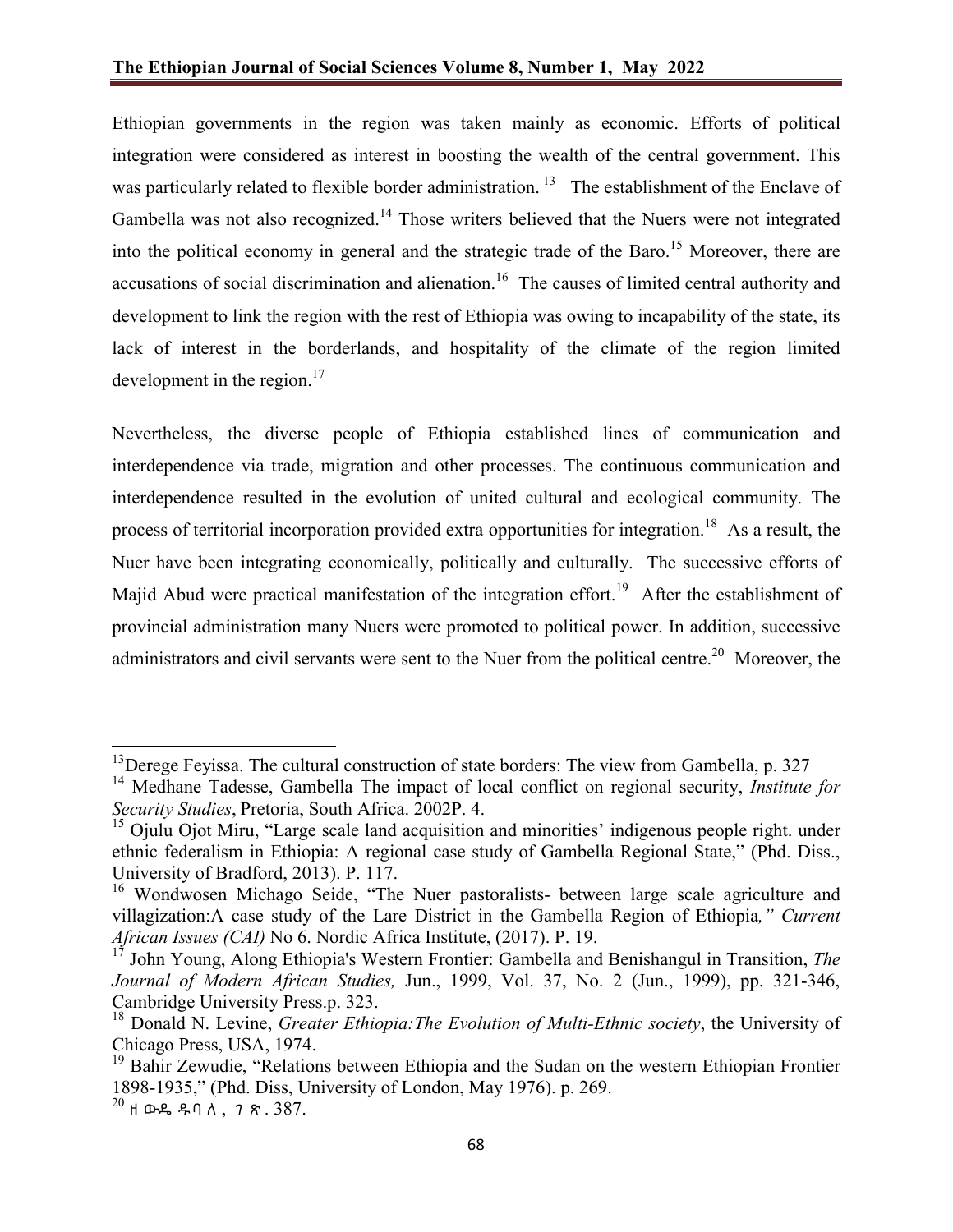Ethiopian governments in the region was taken mainly as economic. Efforts of political integration were considered as interest in boosting the wealth of the central government. This was particularly related to flexible border administration. [13] The establishment of the Enclave of Gambella was not also recognized.[14] Those writers believed that the Nuers were not integrated into the political economy in general and the strategic trade of the Baro.[15] Moreover, there are accusations of social discrimination and alienation.[16] The causes of limited central authority and development to link the region with the rest of Ethiopia was owing to incapability of the state, its lack of interest in the borderlands, and hospitality of the climate of the region limited development in the region.[17]

Nevertheless, the diverse people of Ethiopia established lines of communication and interdependence via trade, migration and other processes. The continuous communication and interdependence resulted in the evolution of united cultural and ecological community. The process of territorial incorporation provided extra opportunities for integration.[18] As a result, the Nuer have been integrating economically, politically and culturally. The successive efforts of Majid Abud were practical manifestation of the integration effort.[19] After the establishment of provincial administration many Nuers were promoted to political power. In addition, successive administrators and civil servants were sent to the Nuer from the political centre.[20] Moreover, the

---

[13] Derege Feyissa. The cultural construction of state borders: The view from Gambella, p. 327

[14] Medhane Tadesse, Gambella The impact of local conflict on regional security, *Institute for Security Studies*, Pretoria, South Africa. 2002P. 4.

[15] Ojulu Ojot Miru, "Large scale land acquisition and minorities' indigenous people right. under ethnic federalism in Ethiopia: A regional case study of Gambella Regional State," (Phd. Diss., University of Bradford, 2013). P. 117.

[16] Wondwosen Michago Seide, "The Nuer pastoralists- between large scale agriculture and villagization:A case study of the Lare District in the Gambella Region of Ethiopia*," Current African Issues (CAI)* No 6. Nordic Africa Institute, (2017). P. 19.

[17] John Young, Along Ethiopia's Western Frontier: Gambella and Benishangul in Transition, *The Journal of Modern African Studies,* Jun., 1999, Vol. 37, No. 2 (Jun., 1999), pp. 321-346, Cambridge University Press.p. 323.

[18] Donald N. Levine, *Greater Ethiopia:The Evolution of Multi-Ethnic society*, the University of Chicago Press, USA, 1974.

[19] Bahir Zewudie, "Relations between Ethiopia and the Sudan on the western Ethiopian Frontier 1898-1935," (Phd. Diss, University of London, May 1976). p. 269.

[20] ዘውዴ ዱባለ, ገጽ. 387.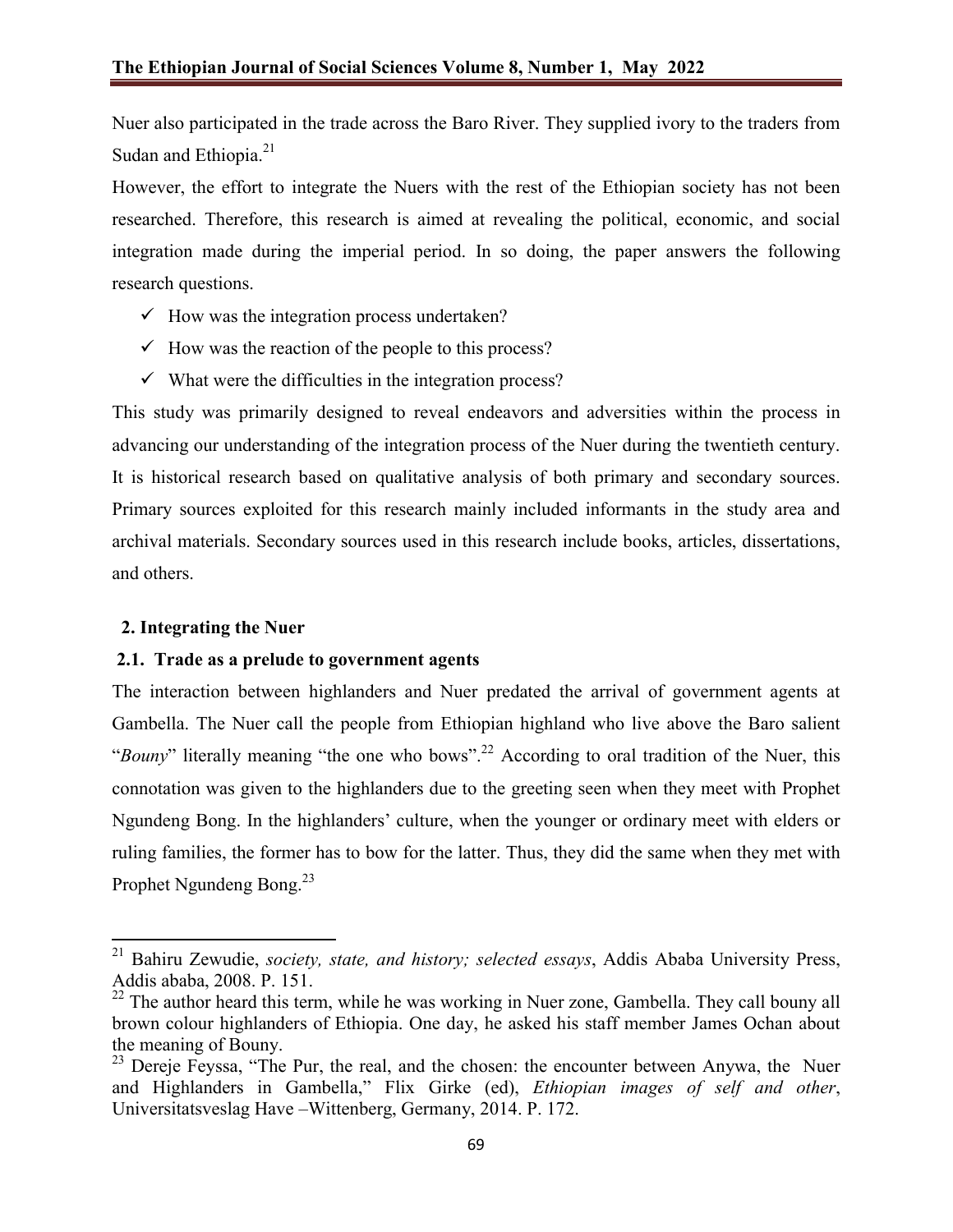Nuer also participated in the trade across the Baro River. They supplied ivory to the traders from Sudan and Ethiopia.[21]

However, the effort to integrate the Nuers with the rest of the Ethiopian society has not been researched. Therefore, this research is aimed at revealing the political, economic, and social integration made during the imperial period. In so doing, the paper answers the following research questions.

- ✓ How was the integration process undertaken?
- ✓ How was the reaction of the people to this process?
- ✓ What were the difficulties in the integration process?

This study was primarily designed to reveal endeavors and adversities within the process in advancing our understanding of the integration process of the Nuer during the twentieth century. It is historical research based on qualitative analysis of both primary and secondary sources. Primary sources exploited for this research mainly included informants in the study area and archival materials. Secondary sources used in this research include books, articles, dissertations, and others.

## 2. Integrating the Nuer

### 2.1. Trade as a prelude to government agents

The interaction between highlanders and Nuer predated the arrival of government agents at Gambella. The Nuer call the people from Ethiopian highland who live above the Baro salient "*Bouny*" literally meaning "the one who bows".[22] According to oral tradition of the Nuer, this connotation was given to the highlanders due to the greeting seen when they meet with Prophet Ngundeng Bong. In the highlanders' culture, when the younger or ordinary meet with elders or ruling families, the former has to bow for the latter. Thus, they did the same when they met with Prophet Ngundeng Bong.[23]

---

[21] Bahiru Zewudie, *society, state, and history; selected essays*, Addis Ababa University Press, Addis ababa, 2008. P. 151.

[22] The author heard this term, while he was working in Nuer zone, Gambella. They call bouny all brown colour highlanders of Ethiopia. One day, he asked his staff member James Ochan about the meaning of Bouny.

[23] Dereje Feyssa, "The Pur, the real, and the chosen: the encounter between Anywa, the Nuer and Highlanders in Gambella," Flix Girke (ed), *Ethiopian images of self and other*, Universitatsveslag Have –Wittenberg, Germany, 2014. P. 172.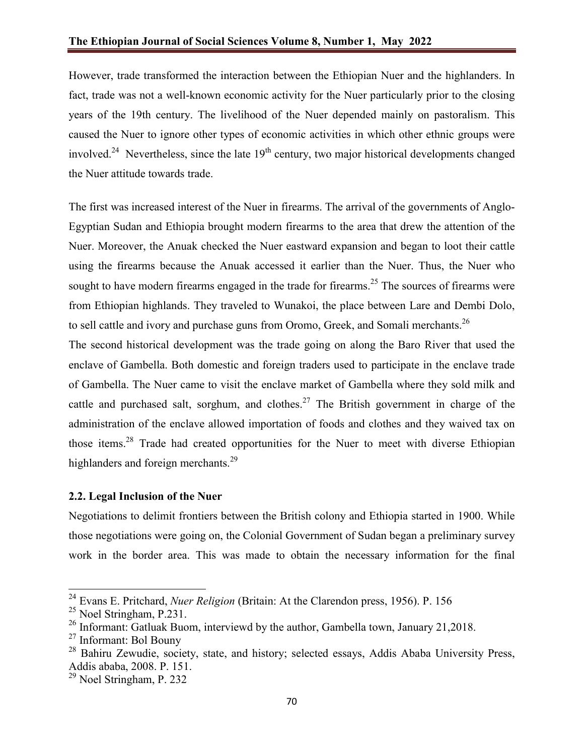However, trade transformed the interaction between the Ethiopian Nuer and the highlanders. In fact, trade was not a well-known economic activity for the Nuer particularly prior to the closing years of the 19th century. The livelihood of the Nuer depended mainly on pastoralism. This caused the Nuer to ignore other types of economic activities in which other ethnic groups were involved.[24] Nevertheless, since the late 19th century, two major historical developments changed the Nuer attitude towards trade.

The first was increased interest of the Nuer in firearms. The arrival of the governments of Anglo-Egyptian Sudan and Ethiopia brought modern firearms to the area that drew the attention of the Nuer. Moreover, the Anuak checked the Nuer eastward expansion and began to loot their cattle using the firearms because the Anuak accessed it earlier than the Nuer. Thus, the Nuer who sought to have modern firearms engaged in the trade for firearms.[25] The sources of firearms were from Ethiopian highlands. They traveled to Wunakoi, the place between Lare and Dembi Dolo, to sell cattle and ivory and purchase guns from Oromo, Greek, and Somali merchants.[26]

The second historical development was the trade going on along the Baro River that used the enclave of Gambella. Both domestic and foreign traders used to participate in the enclave trade of Gambella. The Nuer came to visit the enclave market of Gambella where they sold milk and cattle and purchased salt, sorghum, and clothes.[27] The British government in charge of the administration of the enclave allowed importation of foods and clothes and they waived tax on those items.[28] Trade had created opportunities for the Nuer to meet with diverse Ethiopian highlanders and foreign merchants.[29]

### 2.2. Legal Inclusion of the Nuer

Negotiations to delimit frontiers between the British colony and Ethiopia started in 1900. While those negotiations were going on, the Colonial Government of Sudan began a preliminary survey work in the border area. This was made to obtain the necessary information for the final

---

[24] Evans E. Pritchard, *Nuer Religion* (Britain: At the Clarendon press, 1956). P. 156

[25] Noel Stringham, P.231.

[26] Informant: Gatluak Buom, interviewd by the author, Gambella town, January 21,2018.

[27] Informant: Bol Bouny

[28] Bahiru Zewudie, society, state, and history; selected essays, Addis Ababa University Press, Addis ababa, 2008. P. 151.

[29] Noel Stringham, P. 232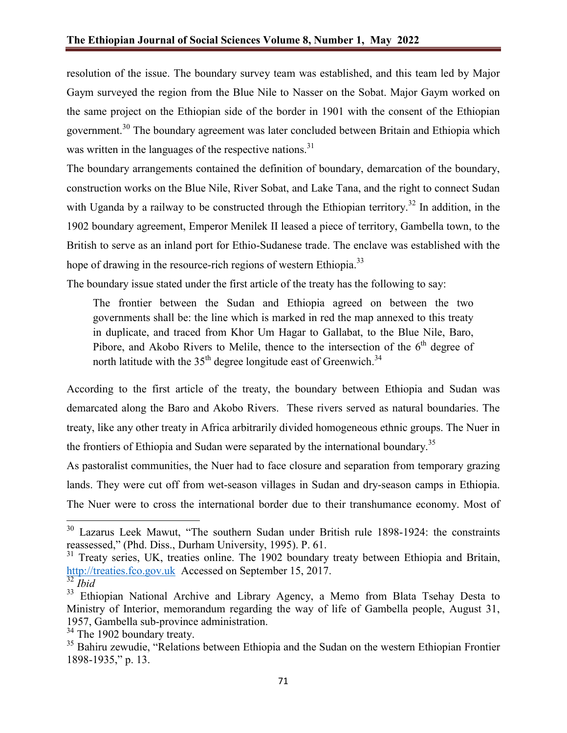resolution of the issue. The boundary survey team was established, and this team led by Major Gaym surveyed the region from the Blue Nile to Nasser on the Sobat. Major Gaym worked on the same project on the Ethiopian side of the border in 1901 with the consent of the Ethiopian government.[30] The boundary agreement was later concluded between Britain and Ethiopia which was written in the languages of the respective nations.[31]

The boundary arrangements contained the definition of boundary, demarcation of the boundary, construction works on the Blue Nile, River Sobat, and Lake Tana, and the right to connect Sudan with Uganda by a railway to be constructed through the Ethiopian territory.[32] In addition, in the 1902 boundary agreement, Emperor Menilek II leased a piece of territory, Gambella town, to the British to serve as an inland port for Ethio-Sudanese trade. The enclave was established with the hope of drawing in the resource-rich regions of western Ethiopia.[33]

The boundary issue stated under the first article of the treaty has the following to say:

> The frontier between the Sudan and Ethiopia agreed on between the two governments shall be: the line which is marked in red the map annexed to this treaty in duplicate, and traced from Khor Um Hagar to Gallabat, to the Blue Nile, Baro, Pibore, and Akobo Rivers to Melile, thence to the intersection of the 6th degree of north latitude with the 35th degree longitude east of Greenwich.[34]

According to the first article of the treaty, the boundary between Ethiopia and Sudan was demarcated along the Baro and Akobo Rivers. These rivers served as natural boundaries. The treaty, like any other treaty in Africa arbitrarily divided homogeneous ethnic groups. The Nuer in the frontiers of Ethiopia and Sudan were separated by the international boundary.[35]

As pastoralist communities, the Nuer had to face closure and separation from temporary grazing lands. They were cut off from wet-season villages in Sudan and dry-season camps in Ethiopia. The Nuer were to cross the international border due to their transhumance economy. Most of

---

[30] Lazarus Leek Mawut, "The southern Sudan under British rule 1898-1924: the constraints reassessed," (Phd. Diss., Durham University, 1995). P. 61.

[31] Treaty series, UK, treaties online. The 1902 boundary treaty between Ethiopia and Britain, http://treaties.fco.gov.uk Accessed on September 15, 2017.

[32] *Ibid*

[33] Ethiopian National Archive and Library Agency, a Memo from Blata Tsehay Desta to Ministry of Interior, memorandum regarding the way of life of Gambella people, August 31, 1957, Gambella sub-province administration.

[34] The 1902 boundary treaty.

[35] Bahiru zewudie, "Relations between Ethiopia and the Sudan on the western Ethiopian Frontier 1898-1935," p. 13.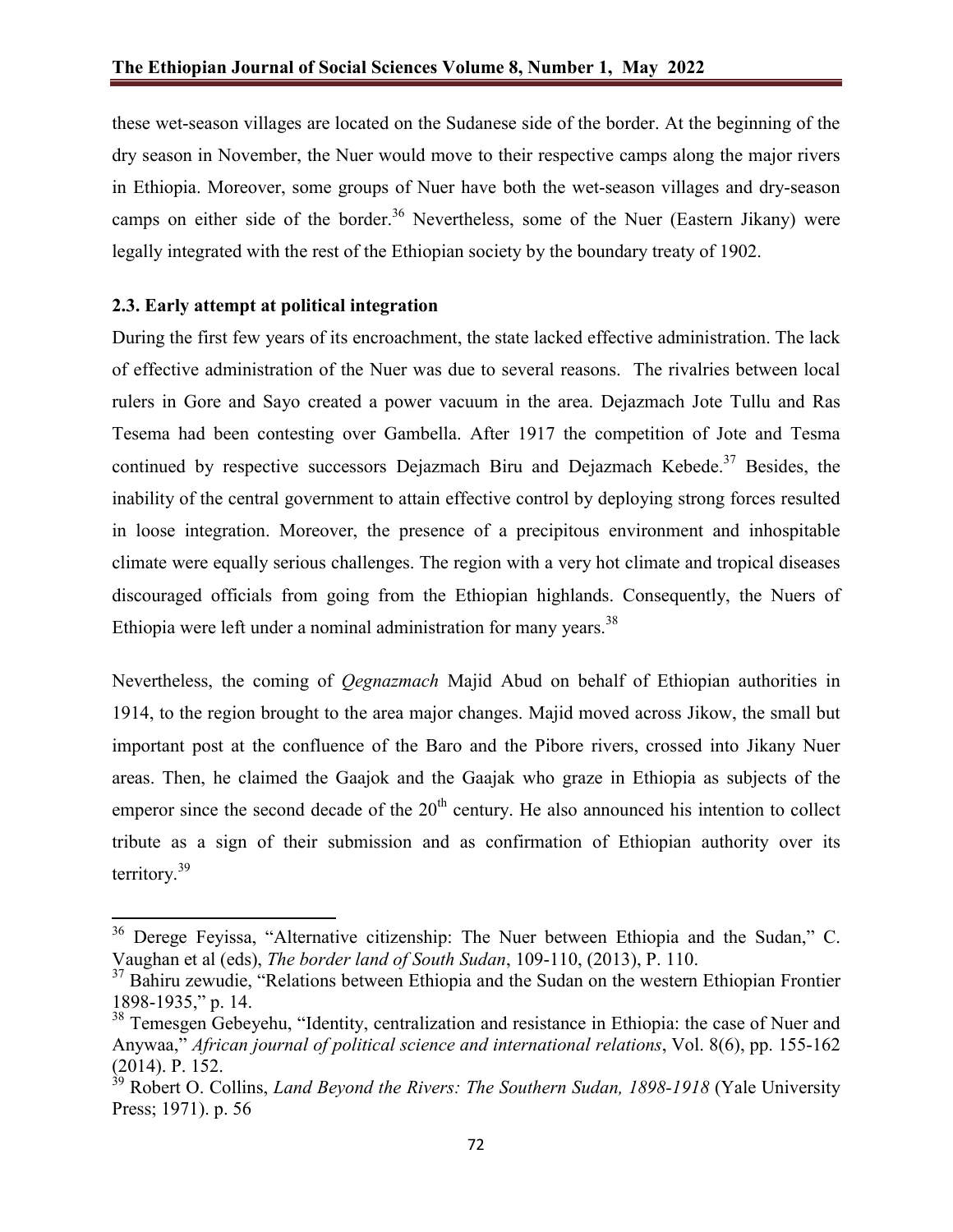these wet-season villages are located on the Sudanese side of the border. At the beginning of the dry season in November, the Nuer would move to their respective camps along the major rivers in Ethiopia. Moreover, some groups of Nuer have both the wet-season villages and dry-season camps on either side of the border.[36] Nevertheless, some of the Nuer (Eastern Jikany) were legally integrated with the rest of the Ethiopian society by the boundary treaty of 1902.

### 2.3. Early attempt at political integration

During the first few years of its encroachment, the state lacked effective administration. The lack of effective administration of the Nuer was due to several reasons. The rivalries between local rulers in Gore and Sayo created a power vacuum in the area. Dejazmach Jote Tullu and Ras Tesema had been contesting over Gambella. After 1917 the competition of Jote and Tesma continued by respective successors Dejazmach Biru and Dejazmach Kebede.[37] Besides, the inability of the central government to attain effective control by deploying strong forces resulted in loose integration. Moreover, the presence of a precipitous environment and inhospitable climate were equally serious challenges. The region with a very hot climate and tropical diseases discouraged officials from going from the Ethiopian highlands. Consequently, the Nuers of Ethiopia were left under a nominal administration for many years.[38]

Nevertheless, the coming of *Qegnazmach* Majid Abud on behalf of Ethiopian authorities in 1914, to the region brought to the area major changes. Majid moved across Jikow, the small but important post at the confluence of the Baro and the Pibore rivers, crossed into Jikany Nuer areas. Then, he claimed the Gaajok and the Gaajak who graze in Ethiopia as subjects of the emperor since the second decade of the 20th century. He also announced his intention to collect tribute as a sign of their submission and as confirmation of Ethiopian authority over its territory.[39]

---

[36] Derege Feyissa, "Alternative citizenship: The Nuer between Ethiopia and the Sudan," C. Vaughan et al (eds), *The border land of South Sudan*, 109-110, (2013), P. 110.

[37] Bahiru zewudie, "Relations between Ethiopia and the Sudan on the western Ethiopian Frontier 1898-1935," p. 14.

[38] Temesgen Gebeyehu, "Identity, centralization and resistance in Ethiopia: the case of Nuer and Anywaa," *African journal of political science and international relations*, Vol. 8(6), pp. 155-162 (2014). P. 152.

[39] Robert O. Collins, *Land Beyond the Rivers: The Southern Sudan, 1898-1918* (Yale University Press; 1971). p. 56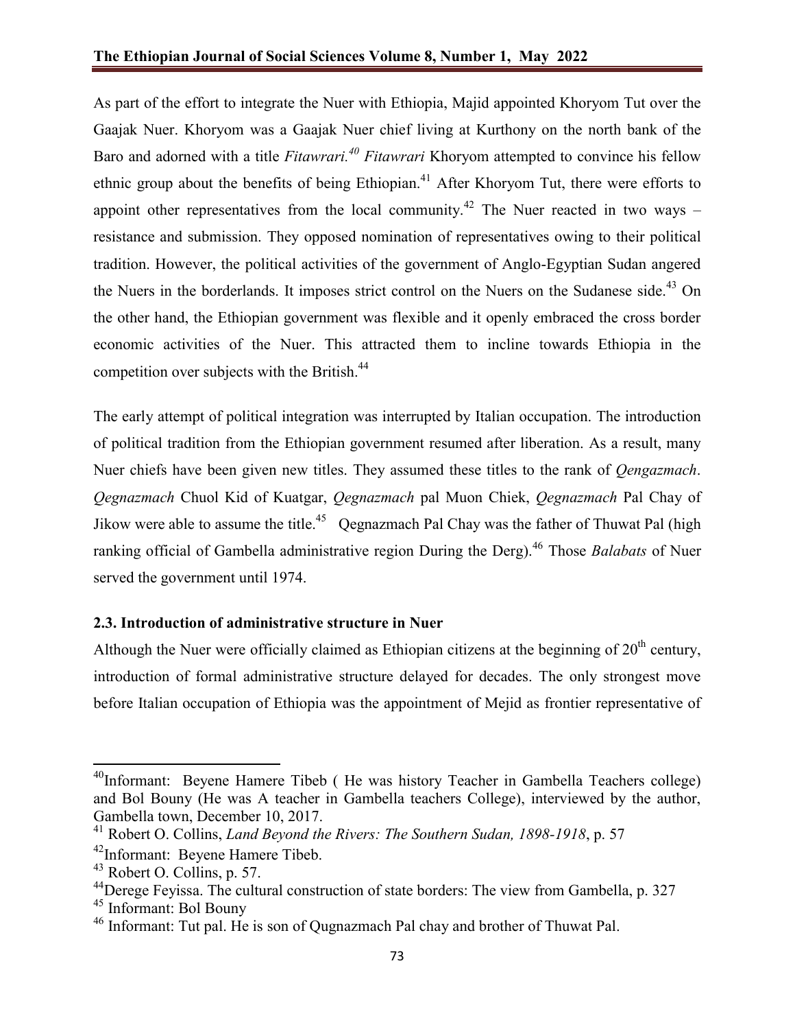As part of the effort to integrate the Nuer with Ethiopia, Majid appointed Khoryom Tut over the Gaajak Nuer. Khoryom was a Gaajak Nuer chief living at Kurthony on the north bank of the Baro and adorned with a title *Fitawrari.*[40] *Fitawrari* Khoryom attempted to convince his fellow ethnic group about the benefits of being Ethiopian.[41] After Khoryom Tut, there were efforts to appoint other representatives from the local community.[42] The Nuer reacted in two ways – resistance and submission. They opposed nomination of representatives owing to their political tradition. However, the political activities of the government of Anglo-Egyptian Sudan angered the Nuers in the borderlands. It imposes strict control on the Nuers on the Sudanese side.[43] On the other hand, the Ethiopian government was flexible and it openly embraced the cross border economic activities of the Nuer. This attracted them to incline towards Ethiopia in the competition over subjects with the British.[44]

The early attempt of political integration was interrupted by Italian occupation. The introduction of political tradition from the Ethiopian government resumed after liberation. As a result, many Nuer chiefs have been given new titles. They assumed these titles to the rank of *Qengazmach*. *Qegnazmach* Chuol Kid of Kuatgar, *Qegnazmach* pal Muon Chiek, *Qegnazmach* Pal Chay of Jikow were able to assume the title.[45] Qegnazmach Pal Chay was the father of Thuwat Pal (high ranking official of Gambella administrative region During the Derg).[46] Those *Balabats* of Nuer served the government until 1974.

### 2.3. Introduction of administrative structure in Nuer

Although the Nuer were officially claimed as Ethiopian citizens at the beginning of 20th century, introduction of formal administrative structure delayed for decades. The only strongest move before Italian occupation of Ethiopia was the appointment of Mejid as frontier representative of

---

[40] Informant: Beyene Hamere Tibeb ( He was history Teacher in Gambella Teachers college) and Bol Bouny (He was A teacher in Gambella teachers College), interviewed by the author, Gambella town, December 10, 2017.

[41] Robert O. Collins, *Land Beyond the Rivers: The Southern Sudan, 1898-1918*, p. 57

[42] Informant: Beyene Hamere Tibeb.

[43] Robert O. Collins, p. 57.

[44] Derege Feyissa. The cultural construction of state borders: The view from Gambella, p. 327

[45] Informant: Bol Bouny

[46] Informant: Tut pal. He is son of Qugnazmach Pal chay and brother of Thuwat Pal.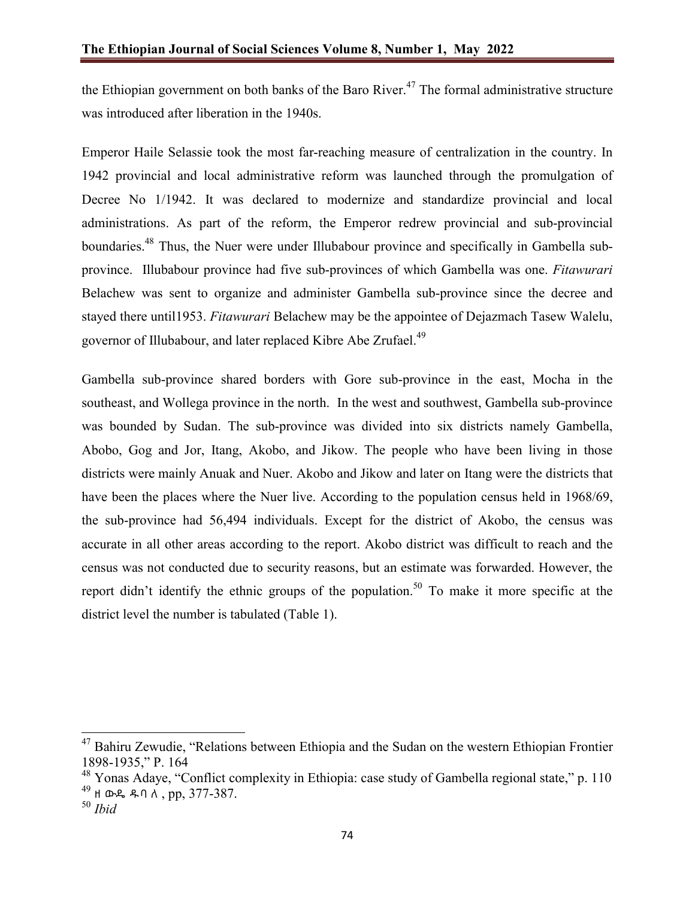the Ethiopian government on both banks of the Baro River.[47] The formal administrative structure was introduced after liberation in the 1940s.

Emperor Haile Selassie took the most far-reaching measure of centralization in the country. In 1942 provincial and local administrative reform was launched through the promulgation of Decree No 1/1942. It was declared to modernize and standardize provincial and local administrations. As part of the reform, the Emperor redrew provincial and sub-provincial boundaries.[48] Thus, the Nuer were under Illubabour province and specifically in Gambella sub-province. Illubabour province had five sub-provinces of which Gambella was one. *Fitawurari* Belachew was sent to organize and administer Gambella sub-province since the decree and stayed there until1953. *Fitawurari* Belachew may be the appointee of Dejazmach Tasew Walelu, governor of Illubabour, and later replaced Kibre Abe Zrufael.[49]

Gambella sub-province shared borders with Gore sub-province in the east, Mocha in the southeast, and Wollega province in the north. In the west and southwest, Gambella sub-province was bounded by Sudan. The sub-province was divided into six districts namely Gambella, Abobo, Gog and Jor, Itang, Akobo, and Jikow. The people who have been living in those districts were mainly Anuak and Nuer. Akobo and Jikow and later on Itang were the districts that have been the places where the Nuer live. According to the population census held in 1968/69, the sub-province had 56,494 individuals. Except for the district of Akobo, the census was accurate in all other areas according to the report. Akobo district was difficult to reach and the census was not conducted due to security reasons, but an estimate was forwarded. However, the report didn't identify the ethnic groups of the population.[50] To make it more specific at the district level the number is tabulated (Table 1).

---

[47] Bahiru Zewudie, "Relations between Ethiopia and the Sudan on the western Ethiopian Frontier 1898-1935," P. 164

[48] Yonas Adaye, "Conflict complexity in Ethiopia: case study of Gambella regional state," p. 110

[49] ዘ ውዴ ዱበ ለ , pp, 377-387.

[50] *Ibid*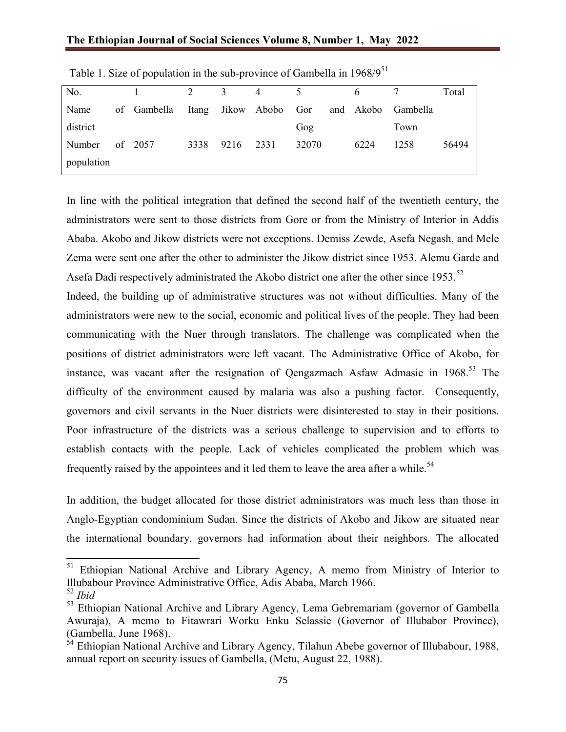Table 1. Size of population in the sub-province of Gambella in 1968/9[51]

| No. | 1 | 2 | 3 | 4 | 5 | 6 | 7 | Total |
|---|---|---|---|---|---|---|---|---|
| Name of district | Gambella | Itang | Jikow | Abobo | Gor and Gog | Akobo | Gambella Town | |
| Number of population | 2057 | 3338 | 9216 | 2331 | 32070 | 6224 | 1258 | 56494 |

In line with the political integration that defined the second half of the twentieth century, the administrators were sent to those districts from Gore or from the Ministry of Interior in Addis Ababa. Akobo and Jikow districts were not exceptions. Demiss Zewde, Asefa Negash, and Mele Zema were sent one after the other to administer the Jikow district since 1953. Alemu Garde and Asefa Dadi respectively administrated the Akobo district one after the other since 1953.[52]

Indeed, the building up of administrative structures was not without difficulties. Many of the administrators were new to the social, economic and political lives of the people. They had been communicating with the Nuer through translators. The challenge was complicated when the positions of district administrators were left vacant. The Administrative Office of Akobo, for instance, was vacant after the resignation of Qengazmach Asfaw Admasie in 1968.[53] The difficulty of the environment caused by malaria was also a pushing factor. Consequently, governors and civil servants in the Nuer districts were disinterested to stay in their positions. Poor infrastructure of the districts was a serious challenge to supervision and to efforts to establish contacts with the people. Lack of vehicles complicated the problem which was frequently raised by the appointees and it led them to leave the area after a while.[54]

In addition, the budget allocated for those district administrators was much less than those in Anglo-Egyptian condominium Sudan. Since the districts of Akobo and Jikow are situated near the international boundary, governors had information about their neighbors. The allocated

---

[51] Ethiopian National Archive and Library Agency, A memo from Ministry of Interior to Illubabour Province Administrative Office, Adis Ababa, March 1966.

[52] *Ibid*

[53] Ethiopian National Archive and Library Agency, Lema Gebremariam (governor of Gambella Awuraja), A memo to Fitawrari Worku Enku Selassie (Governor of Illubabor Province), (Gambella, June 1968).

[54] Ethiopian National Archive and Library Agency, Tilahun Abebe governor of Illubabour, 1988, annual report on security issues of Gambella, (Metu, August 22, 1988).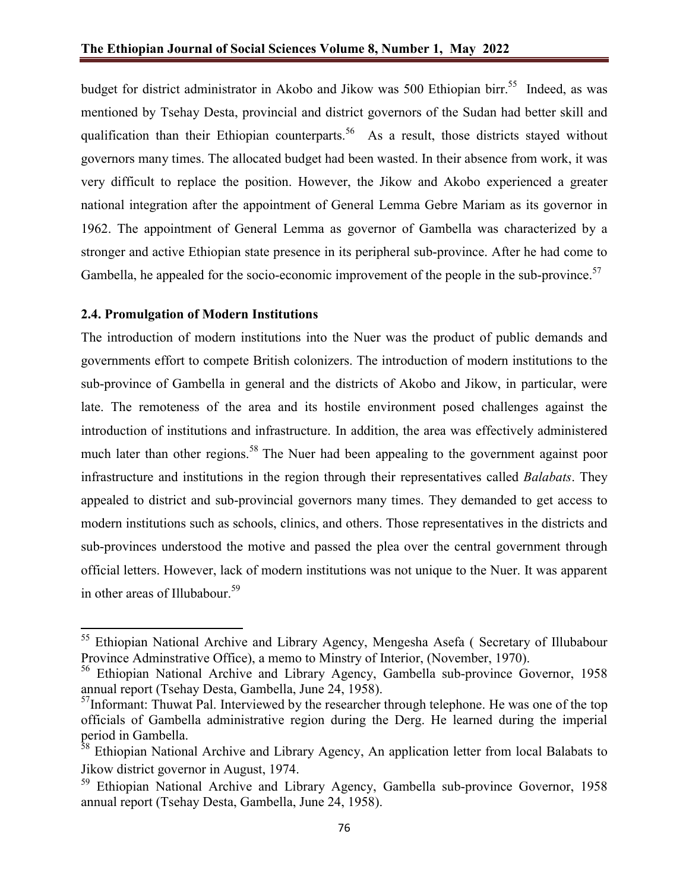budget for district administrator in Akobo and Jikow was 500 Ethiopian birr.[55] Indeed, as was mentioned by Tsehay Desta, provincial and district governors of the Sudan had better skill and qualification than their Ethiopian counterparts.[56] As a result, those districts stayed without governors many times. The allocated budget had been wasted. In their absence from work, it was very difficult to replace the position. However, the Jikow and Akobo experienced a greater national integration after the appointment of General Lemma Gebre Mariam as its governor in 1962. The appointment of General Lemma as governor of Gambella was characterized by a stronger and active Ethiopian state presence in its peripheral sub-province. After he had come to Gambella, he appealed for the socio-economic improvement of the people in the sub-province.[57]

### 2.4. Promulgation of Modern Institutions

The introduction of modern institutions into the Nuer was the product of public demands and governments effort to compete British colonizers. The introduction of modern institutions to the sub-province of Gambella in general and the districts of Akobo and Jikow, in particular, were late. The remoteness of the area and its hostile environment posed challenges against the introduction of institutions and infrastructure. In addition, the area was effectively administered much later than other regions.[58] The Nuer had been appealing to the government against poor infrastructure and institutions in the region through their representatives called *Balabats*. They appealed to district and sub-provincial governors many times. They demanded to get access to modern institutions such as schools, clinics, and others. Those representatives in the districts and sub-provinces understood the motive and passed the plea over the central government through official letters. However, lack of modern institutions was not unique to the Nuer. It was apparent in other areas of Illubabour.[59]

---

[55] Ethiopian National Archive and Library Agency, Mengesha Asefa ( Secretary of Illubabour Province Adminstrative Office), a memo to Minstry of Interior, (November, 1970).

[56] Ethiopian National Archive and Library Agency, Gambella sub-province Governor, 1958 annual report (Tsehay Desta, Gambella, June 24, 1958).

[57] Informant: Thuwat Pal. Interviewed by the researcher through telephone. He was one of the top officials of Gambella administrative region during the Derg. He learned during the imperial period in Gambella.

[58] Ethiopian National Archive and Library Agency, An application letter from local Balabats to Jikow district governor in August, 1974.

[59] Ethiopian National Archive and Library Agency, Gambella sub-province Governor, 1958 annual report (Tsehay Desta, Gambella, June 24, 1958).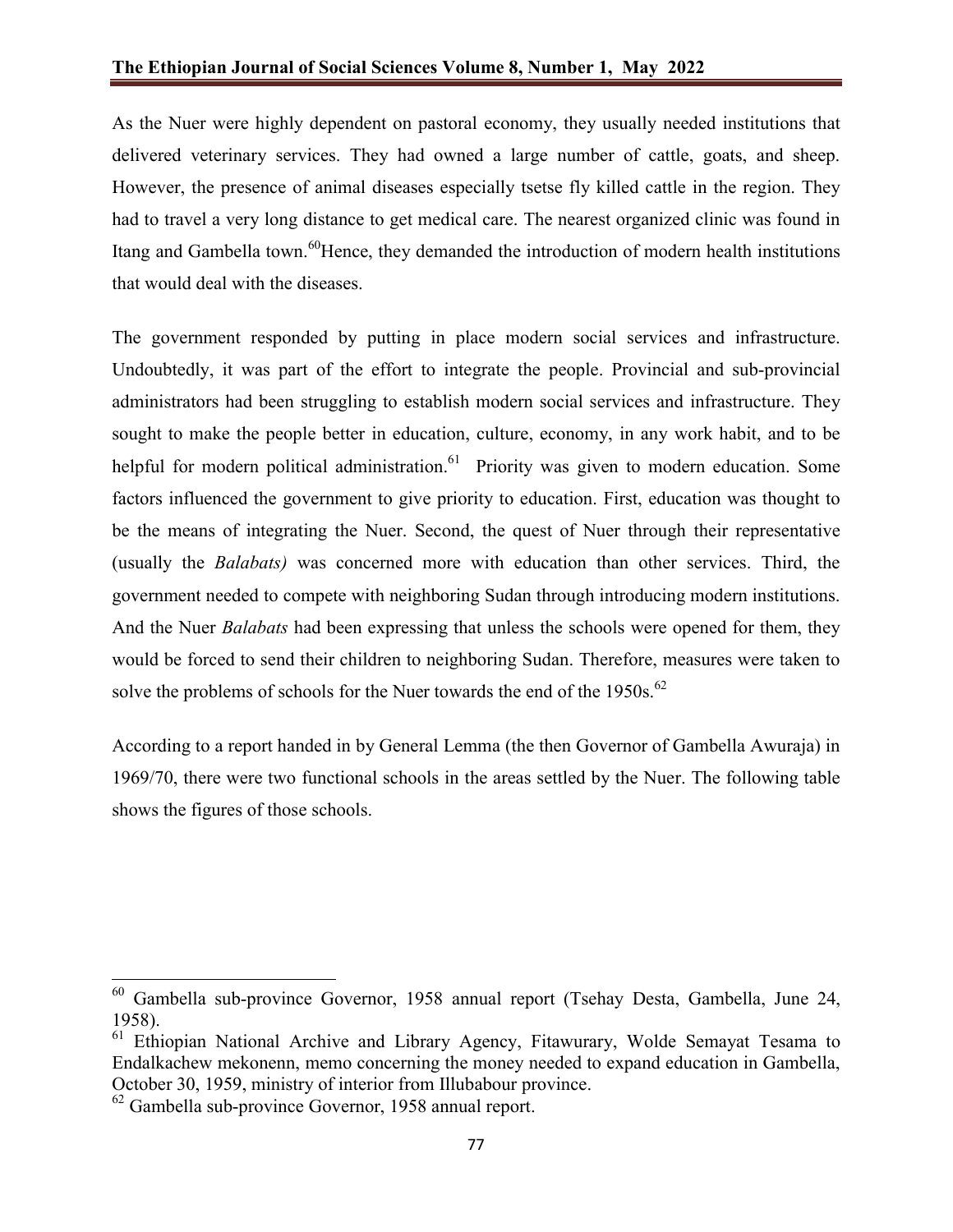As the Nuer were highly dependent on pastoral economy, they usually needed institutions that delivered veterinary services. They had owned a large number of cattle, goats, and sheep. However, the presence of animal diseases especially tsetse fly killed cattle in the region. They had to travel a very long distance to get medical care. The nearest organized clinic was found in Itang and Gambella town.[60]Hence, they demanded the introduction of modern health institutions that would deal with the diseases.

The government responded by putting in place modern social services and infrastructure. Undoubtedly, it was part of the effort to integrate the people. Provincial and sub-provincial administrators had been struggling to establish modern social services and infrastructure. They sought to make the people better in education, culture, economy, in any work habit, and to be helpful for modern political administration.[61] Priority was given to modern education. Some factors influenced the government to give priority to education. First, education was thought to be the means of integrating the Nuer. Second, the quest of Nuer through their representative (usually the *Balabats)* was concerned more with education than other services. Third, the government needed to compete with neighboring Sudan through introducing modern institutions. And the Nuer *Balabats* had been expressing that unless the schools were opened for them, they would be forced to send their children to neighboring Sudan. Therefore, measures were taken to solve the problems of schools for the Nuer towards the end of the 1950s.[62]

According to a report handed in by General Lemma (the then Governor of Gambella Awuraja) in 1969/70, there were two functional schools in the areas settled by the Nuer. The following table shows the figures of those schools.

---

[60] Gambella sub-province Governor, 1958 annual report (Tsehay Desta, Gambella, June 24, 1958).

[61] Ethiopian National Archive and Library Agency, Fitawurary, Wolde Semayat Tesama to Endalkachew mekonenn, memo concerning the money needed to expand education in Gambella, October 30, 1959, ministry of interior from Illubabour province.

[62] Gambella sub-province Governor, 1958 annual report.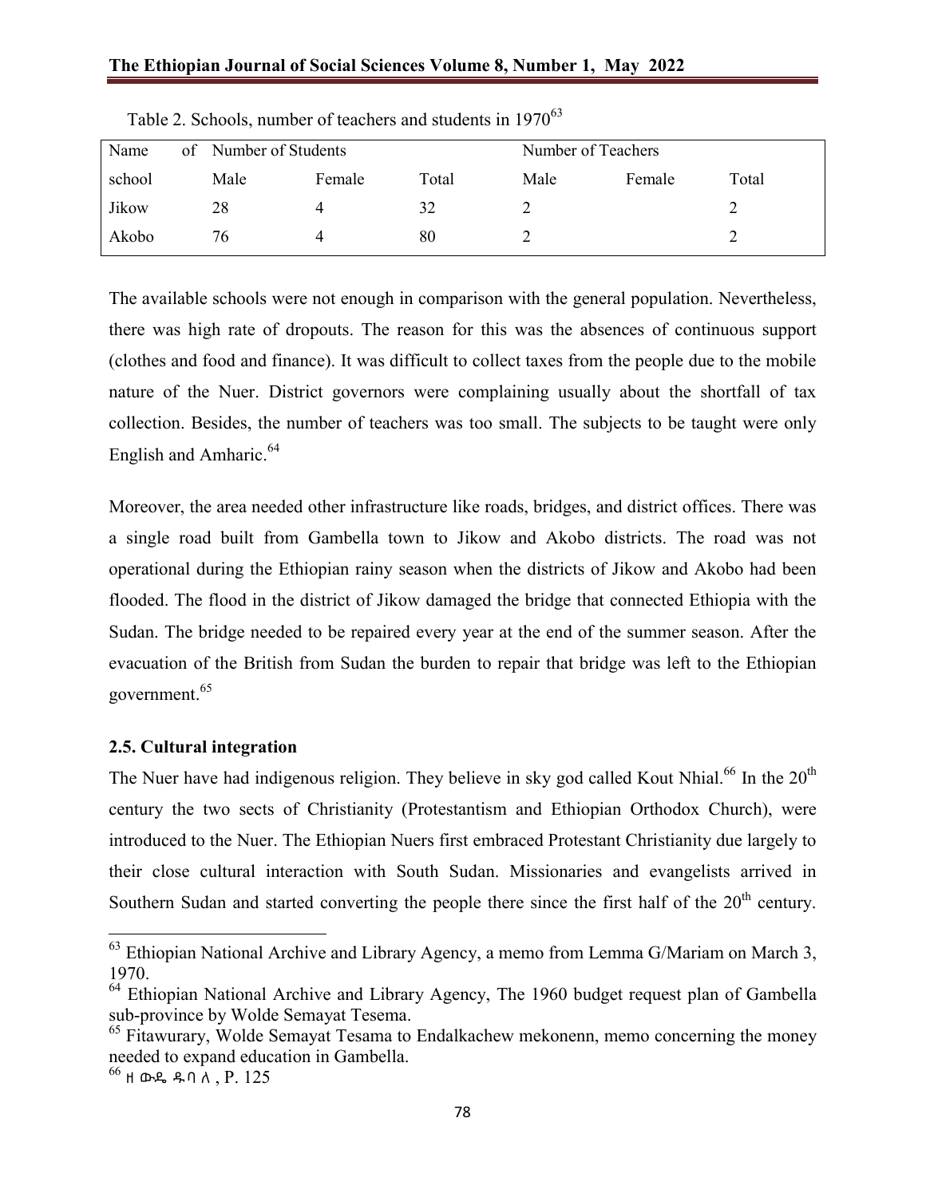Table 2. Schools, number of teachers and students in 1970[63]

| Name of school | Number of Students | | | Number of Teachers | | |
|---|---|---|---|---|---|---|
| | Male | Female | Total | Male | Female | Total |
| Jikow | 28 | 4 | 32 | 2 | | 2 |
| Akobo | 76 | 4 | 80 | 2 | | 2 |

The available schools were not enough in comparison with the general population. Nevertheless, there was high rate of dropouts. The reason for this was the absences of continuous support (clothes and food and finance). It was difficult to collect taxes from the people due to the mobile nature of the Nuer. District governors were complaining usually about the shortfall of tax collection. Besides, the number of teachers was too small. The subjects to be taught were only English and Amharic.[64]

Moreover, the area needed other infrastructure like roads, bridges, and district offices. There was a single road built from Gambella town to Jikow and Akobo districts. The road was not operational during the Ethiopian rainy season when the districts of Jikow and Akobo had been flooded. The flood in the district of Jikow damaged the bridge that connected Ethiopia with the Sudan. The bridge needed to be repaired every year at the end of the summer season. After the evacuation of the British from Sudan the burden to repair that bridge was left to the Ethiopian government.[65]

### 2.5. Cultural integration

The Nuer have had indigenous religion. They believe in sky god called Kout Nhial.[66] In the 20th century the two sects of Christianity (Protestantism and Ethiopian Orthodox Church), were introduced to the Nuer. The Ethiopian Nuers first embraced Protestant Christianity due largely to their close cultural interaction with South Sudan. Missionaries and evangelists arrived in Southern Sudan and started converting the people there since the first half of the 20th century.

---

[63] Ethiopian National Archive and Library Agency, a memo from Lemma G/Mariam on March 3, 1970.

[64] Ethiopian National Archive and Library Agency, The 1960 budget request plan of Gambella sub-province by Wolde Semayat Tesema.

[65] Fitawurary, Wolde Semayat Tesama to Endalkachew mekonenn, memo concerning the money needed to expand education in Gambella.

[66] ዘውዴ ዱባለ, P. 125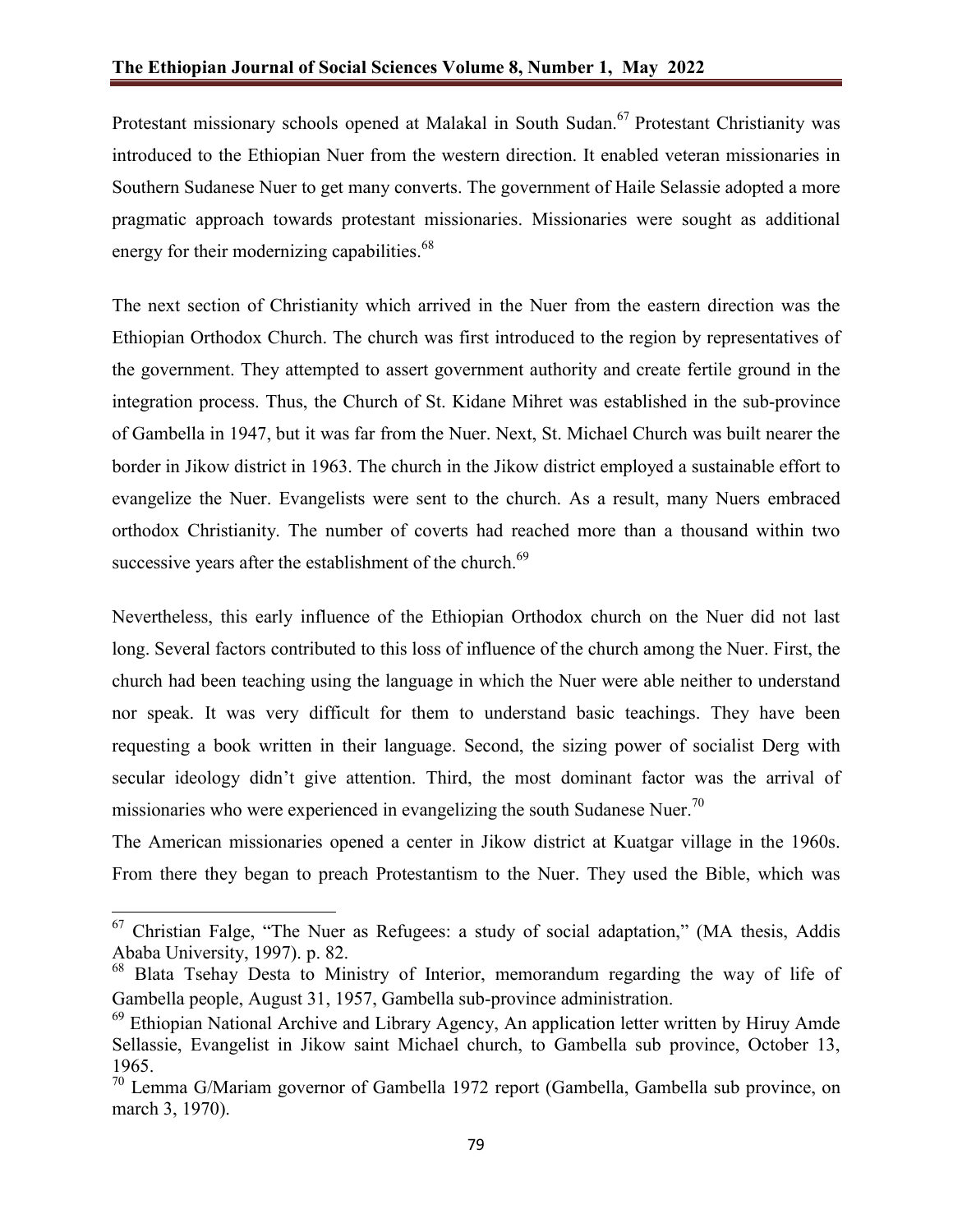Protestant missionary schools opened at Malakal in South Sudan.[67] Protestant Christianity was introduced to the Ethiopian Nuer from the western direction. It enabled veteran missionaries in Southern Sudanese Nuer to get many converts. The government of Haile Selassie adopted a more pragmatic approach towards protestant missionaries. Missionaries were sought as additional energy for their modernizing capabilities.[68]

The next section of Christianity which arrived in the Nuer from the eastern direction was the Ethiopian Orthodox Church. The church was first introduced to the region by representatives of the government. They attempted to assert government authority and create fertile ground in the integration process. Thus, the Church of St. Kidane Mihret was established in the sub-province of Gambella in 1947, but it was far from the Nuer. Next, St. Michael Church was built nearer the border in Jikow district in 1963. The church in the Jikow district employed a sustainable effort to evangelize the Nuer. Evangelists were sent to the church. As a result, many Nuers embraced orthodox Christianity. The number of coverts had reached more than a thousand within two successive years after the establishment of the church.[69]

Nevertheless, this early influence of the Ethiopian Orthodox church on the Nuer did not last long. Several factors contributed to this loss of influence of the church among the Nuer. First, the church had been teaching using the language in which the Nuer were able neither to understand nor speak. It was very difficult for them to understand basic teachings. They have been requesting a book written in their language. Second, the sizing power of socialist Derg with secular ideology didn't give attention. Third, the most dominant factor was the arrival of missionaries who were experienced in evangelizing the south Sudanese Nuer.[70]

The American missionaries opened a center in Jikow district at Kuatgar village in the 1960s. From there they began to preach Protestantism to the Nuer. They used the Bible, which was

---

[67] Christian Falge, "The Nuer as Refugees: a study of social adaptation," (MA thesis, Addis Ababa University, 1997). p. 82.

[68] Blata Tsehay Desta to Ministry of Interior, memorandum regarding the way of life of Gambella people, August 31, 1957, Gambella sub-province administration.

[69] Ethiopian National Archive and Library Agency, An application letter written by Hiruy Amde Sellassie, Evangelist in Jikow saint Michael church, to Gambella sub province, October 13, 1965.

[70] Lemma G/Mariam governor of Gambella 1972 report (Gambella, Gambella sub province, on march 3, 1970).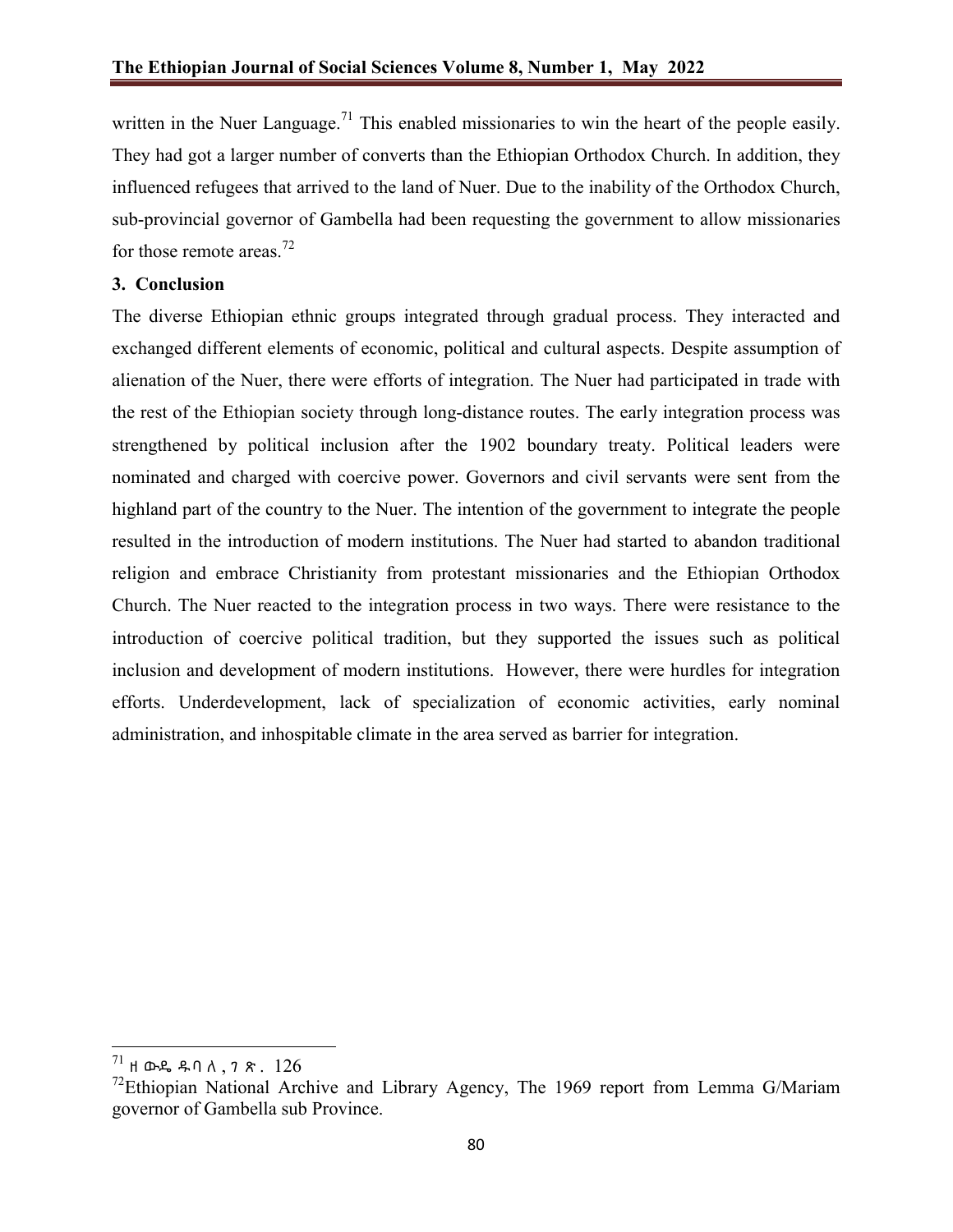written in the Nuer Language.[71] This enabled missionaries to win the heart of the people easily. They had got a larger number of converts than the Ethiopian Orthodox Church. In addition, they influenced refugees that arrived to the land of Nuer. Due to the inability of the Orthodox Church, sub-provincial governor of Gambella had been requesting the government to allow missionaries for those remote areas.[72]

## 3. Conclusion

The diverse Ethiopian ethnic groups integrated through gradual process. They interacted and exchanged different elements of economic, political and cultural aspects. Despite assumption of alienation of the Nuer, there were efforts of integration. The Nuer had participated in trade with the rest of the Ethiopian society through long-distance routes. The early integration process was strengthened by political inclusion after the 1902 boundary treaty. Political leaders were nominated and charged with coercive power. Governors and civil servants were sent from the highland part of the country to the Nuer. The intention of the government to integrate the people resulted in the introduction of modern institutions. The Nuer had started to abandon traditional religion and embrace Christianity from protestant missionaries and the Ethiopian Orthodox Church. The Nuer reacted to the integration process in two ways. There were resistance to the introduction of coercive political tradition, but they supported the issues such as political inclusion and development of modern institutions. However, there were hurdles for integration efforts. Underdevelopment, lack of specialization of economic activities, early nominal administration, and inhospitable climate in the area served as barrier for integration.

---

[71] ዘውዴ ዱባለ, ገጽ. 126

[72] Ethiopian National Archive and Library Agency, The 1969 report from Lemma G/Mariam governor of Gambella sub Province.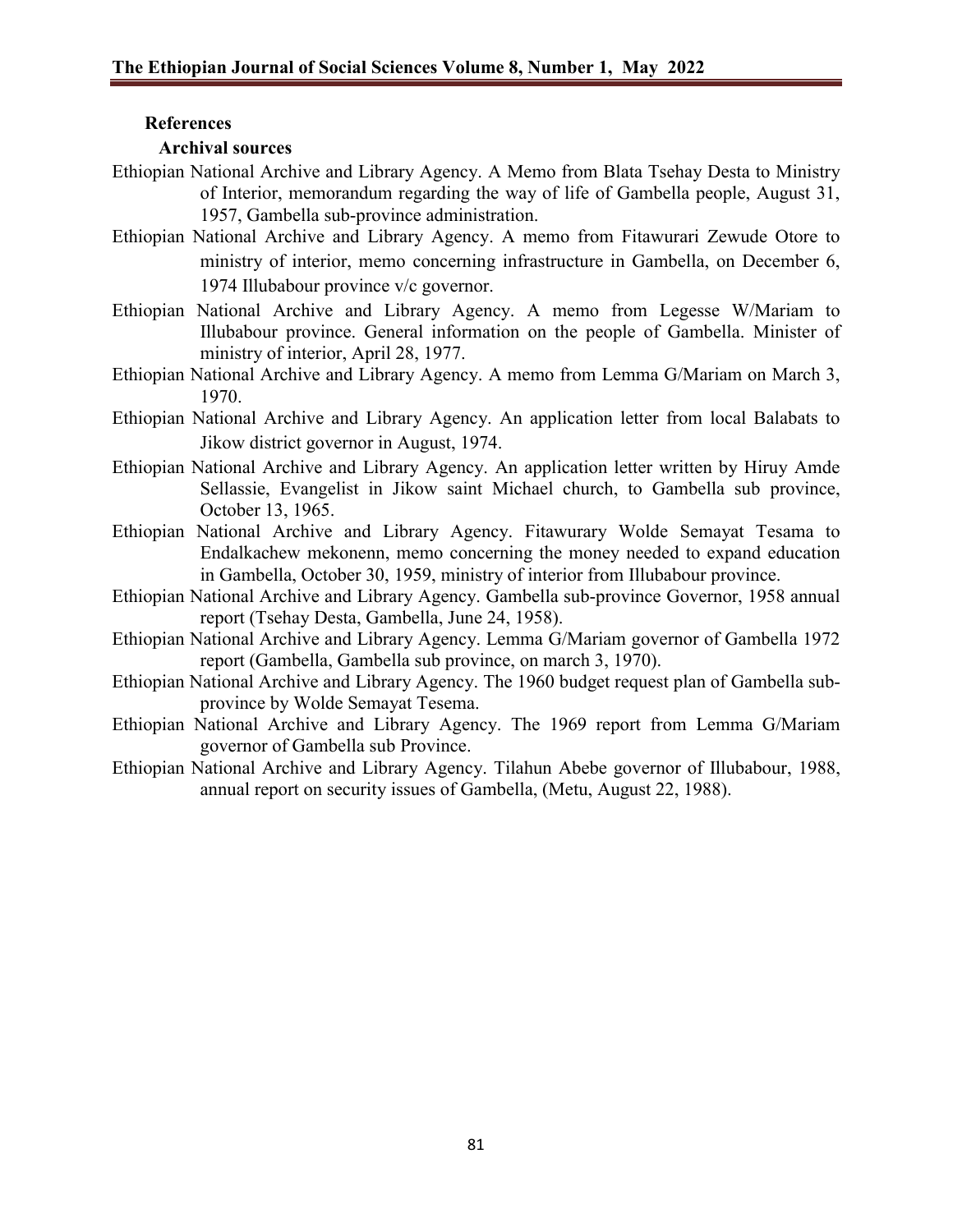## References

### Archival sources

Ethiopian National Archive and Library Agency. A Memo from Blata Tsehay Desta to Ministry of Interior, memorandum regarding the way of life of Gambella people, August 31, 1957, Gambella sub-province administration.

Ethiopian National Archive and Library Agency. A memo from Fitawurari Zewude Otore to ministry of interior, memo concerning infrastructure in Gambella, on December 6, 1974 Illubabour province v/c governor.

Ethiopian National Archive and Library Agency. A memo from Legesse W/Mariam to Illubabour province. General information on the people of Gambella. Minister of ministry of interior, April 28, 1977.

Ethiopian National Archive and Library Agency. A memo from Lemma G/Mariam on March 3, 1970.

Ethiopian National Archive and Library Agency. An application letter from local Balabats to Jikow district governor in August, 1974.

Ethiopian National Archive and Library Agency. An application letter written by Hiruy Amde Sellassie, Evangelist in Jikow saint Michael church, to Gambella sub province, October 13, 1965.

Ethiopian National Archive and Library Agency. Fitawurary Wolde Semayat Tesama to Endalkachew mekonenn, memo concerning the money needed to expand education in Gambella, October 30, 1959, ministry of interior from Illubabour province.

Ethiopian National Archive and Library Agency. Gambella sub-province Governor, 1958 annual report (Tsehay Desta, Gambella, June 24, 1958).

Ethiopian National Archive and Library Agency. Lemma G/Mariam governor of Gambella 1972 report (Gambella, Gambella sub province, on march 3, 1970).

Ethiopian National Archive and Library Agency. The 1960 budget request plan of Gambella sub-province by Wolde Semayat Tesema.

Ethiopian National Archive and Library Agency. The 1969 report from Lemma G/Mariam governor of Gambella sub Province.

Ethiopian National Archive and Library Agency. Tilahun Abebe governor of Illubabour, 1988, annual report on security issues of Gambella, (Metu, August 22, 1988).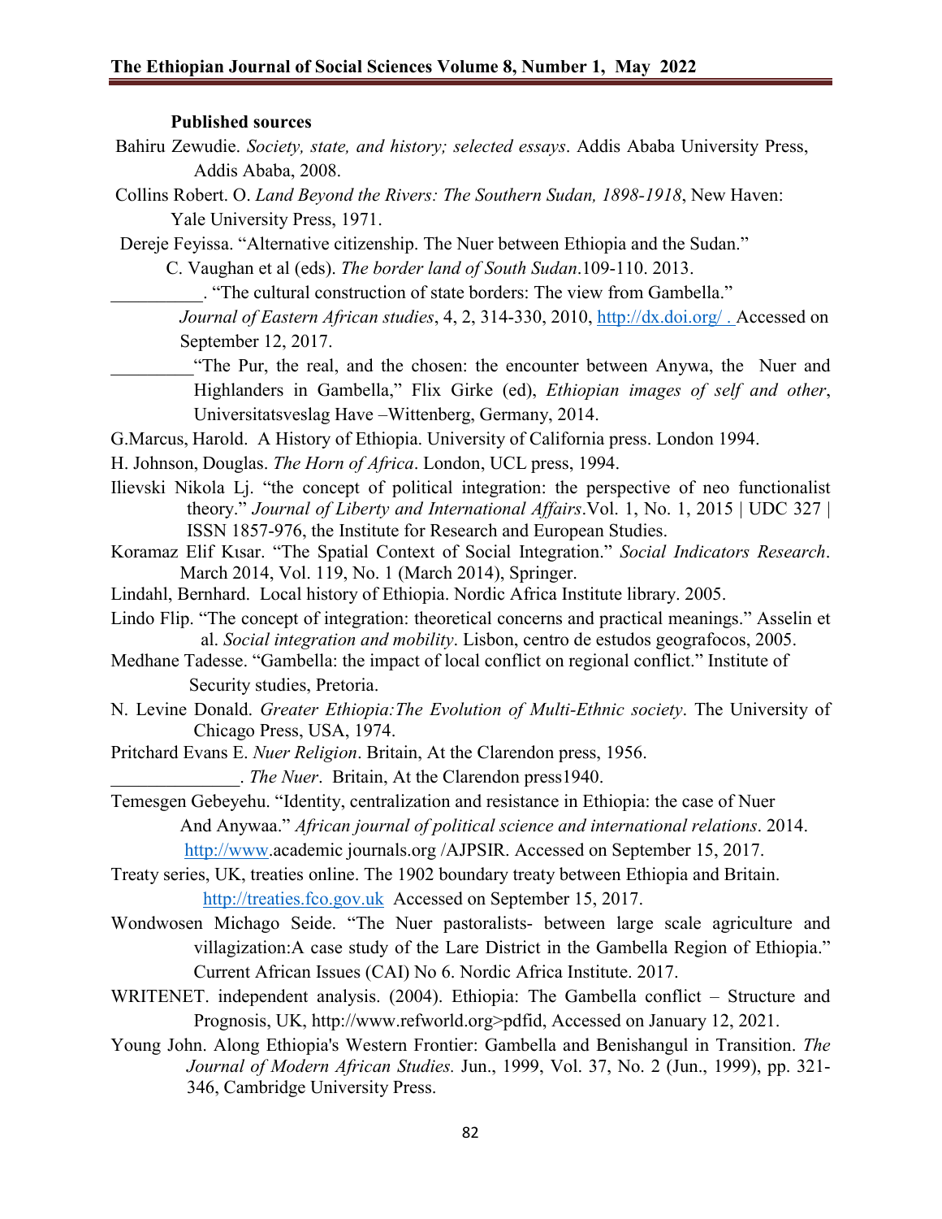**Published sources**

Bahiru Zewudie. *Society, state, and history; selected essays*. Addis Ababa University Press, Addis Ababa, 2008.

Collins Robert. O. *Land Beyond the Rivers: The Southern Sudan, 1898-1918*, New Haven: Yale University Press, 1971.

Dereje Feyissa. "Alternative citizenship. The Nuer between Ethiopia and the Sudan." C. Vaughan et al (eds). *The border land of South Sudan*.109-110. 2013.

__________. "The cultural construction of state borders: The view from Gambella." *Journal of Eastern African studies*, 4, 2, 314-330, 2010, http://dx.doi.org/ . Accessed on September 12, 2017.

_________"The Pur, the real, and the chosen: the encounter between Anywa, the Nuer and Highlanders in Gambella," Flix Girke (ed), *Ethiopian images of self and other*, Universitatsveslag Have –Wittenberg, Germany, 2014.

G.Marcus, Harold. A History of Ethiopia. University of California press. London 1994.

H. Johnson, Douglas. *The Horn of Africa*. London, UCL press, 1994.

Ilievski Nikola Lj. "the concept of political integration: the perspective of neo functionalist theory." *Journal of Liberty and International Affairs*.Vol. 1, No. 1, 2015 | UDC 327 | ISSN 1857-976, the Institute for Research and European Studies.

Koramaz Elif Kısar. "The Spatial Context of Social Integration." *Social Indicators Research*. March 2014, Vol. 119, No. 1 (March 2014), Springer.

Lindahl, Bernhard. Local history of Ethiopia. Nordic Africa Institute library. 2005.

Lindo Flip. "The concept of integration: theoretical concerns and practical meanings." Asselin et al. *Social integration and mobility*. Lisbon, centro de estudos geografocos, 2005.

Medhane Tadesse. "Gambella: the impact of local conflict on regional conflict." Institute of Security studies, Pretoria.

N. Levine Donald. *Greater Ethiopia:The Evolution of Multi-Ethnic society*. The University of Chicago Press, USA, 1974.

Pritchard Evans E. *Nuer Religion*. Britain, At the Clarendon press, 1956.

______________. *The Nuer*. Britain, At the Clarendon press1940.

Temesgen Gebeyehu. "Identity, centralization and resistance in Ethiopia: the case of Nuer And Anywaa." *African journal of political science and international relations*. 2014. http://www.academic journals.org /AJPSIR. Accessed on September 15, 2017.

Treaty series, UK, treaties online. The 1902 boundary treaty between Ethiopia and Britain. http://treaties.fco.gov.uk Accessed on September 15, 2017.

Wondwosen Michago Seide. "The Nuer pastoralists- between large scale agriculture and villagization:A case study of the Lare District in the Gambella Region of Ethiopia." Current African Issues (CAI) No 6. Nordic Africa Institute. 2017.

WRITENET. independent analysis. (2004). Ethiopia: The Gambella conflict – Structure and Prognosis, UK, http://www.refworld.org>pdfid, Accessed on January 12, 2021.

Young John. Along Ethiopia's Western Frontier: Gambella and Benishangul in Transition. *The Journal of Modern African Studies.* Jun., 1999, Vol. 37, No. 2 (Jun., 1999), pp. 321-346, Cambridge University Press.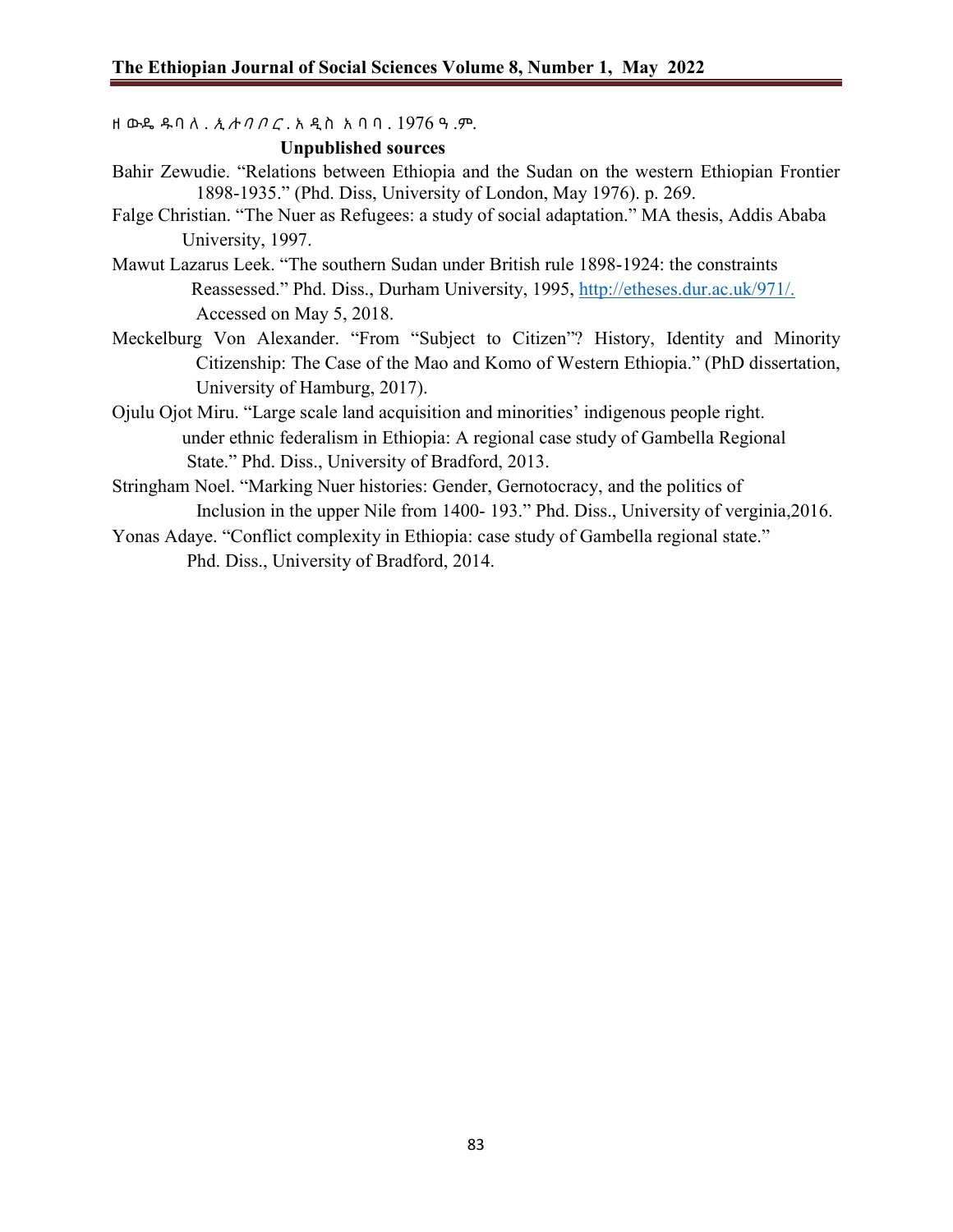ዘውዴ ዱባለ. ኢትዮጵያ. አዲስ አበባ. 1976 ዓ.ም.

**Unpublished sources**

Bahir Zewudie. “Relations between Ethiopia and the Sudan on the western Ethiopian Frontier 1898-1935.” (Phd. Diss, University of London, May 1976). p. 269.

Falge Christian. “The Nuer as Refugees: a study of social adaptation.” MA thesis, Addis Ababa University, 1997.

Mawut Lazarus Leek. “The southern Sudan under British rule 1898-1924: the constraints Reassessed.” Phd. Diss., Durham University, 1995, http://etheses.dur.ac.uk/971/. Accessed on May 5, 2018.

Meckelburg Von Alexander. “From “Subject to Citizen”? History, Identity and Minority Citizenship: The Case of the Mao and Komo of Western Ethiopia.” (PhD dissertation, University of Hamburg, 2017).

Ojulu Ojot Miru. “Large scale land acquisition and minorities’ indigenous people right. under ethnic federalism in Ethiopia: A regional case study of Gambella Regional State.” Phd. Diss., University of Bradford, 2013.

Stringham Noel. “Marking Nuer histories: Gender, Gernotocracy, and the politics of Inclusion in the upper Nile from 1400- 193.” Phd. Diss., University of verginia,2016.

Yonas Adaye. “Conflict complexity in Ethiopia: case study of Gambella regional state.” Phd. Diss., University of Bradford, 2014.